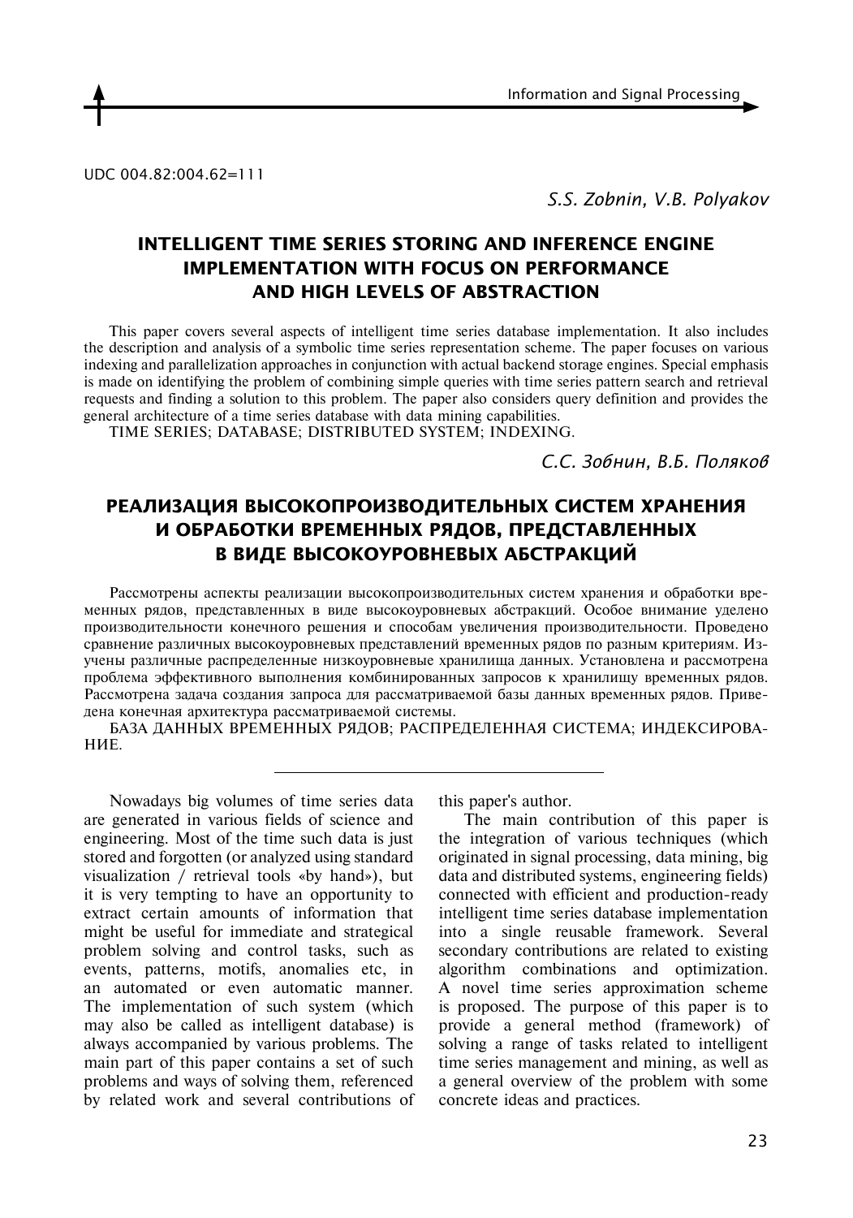UDC 004.82:004.62=111

*S.S. Zobnin, V.B. Polyakov*

# INTELLIGENT TIME SERIES STORING AND INFERENCE ENGINE IMPLEMENTATION WITH FOCUS ON PERFORMANCE AND HIGH LEVELS OF ABSTRACTION

This paper covers several aspects of intelligent time series database implementation. It also includes the description and analysis of a symbolic time series representation scheme. The paper focuses on various indexing and parallelization approaches in conjunction with actual backend storage engines. Special emphasis is made on identifying the problem of combining simple queries with time series pattern search and retrieval requests and finding a solution to this problem. The paper also considers query definition and provides the general architecture of a time series database with data mining capabilities.

TIME SERIES; DATABASE; DISTRIBUTED SYSTEM; INDEXING.

*С.С. Зобнин, В.Б. Поляков*

# РЕАЛИЗАЦИЯ ВЫСОКОПРОИЗВОДИТЕЛЬНЫХ СИСТЕМ ХРАНЕНИЯ И ОБРАБОТКИ ВРЕМЕННЫХ РЯДОВ, ПРЕДСТАВЛЕННЫХ В ВИДЕ ВЫСОКОУРОВНЕВЫХ АБСТРАКЦИЙ

Рассмотрены аспекты реализации высокопроизводительных систем хранения и обработки временных рядов, представленных в виде высокоуровневых абстракций. Особое внимание уделено производительности конечного решения и способам увеличения производительности. Проведено сравнение различных высокоуровневых представлений временных рядов по разным критериям. Изучены различные распределенные низкоуровневые хранилища данных. Установлена и рассмотрена проблема эффективного выполнения комбинированных запросов к хранилищу временных рядов. Рассмотрена задача создания запроса для рассматриваемой базы данных временных рядов. Приведена конечная архитектура рассматриваемой системы.

БАЗА ДАННЫХ ВРЕМЕННЫХ РЯДОВ; РАСПРЕДЕЛЕННАЯ СИСТЕМА; ИНДЕКСИРОВАНИЕ.

---

Nowadays big volumes of time series data are generated in various fields of science and engineering. Most of the time such data is just stored and forgotten (or analyzed using standard visualization / retrieval tools «by hand»), but it is very tempting to have an opportunity to extract certain amounts of information that might be useful for immediate and strategical problem solving and control tasks, such as events, patterns, motifs, anomalies etc, in an automated or even automatic manner. The implementation of such system (which may also be called as intelligent database) is always accompanied by various problems. The main part of this paper contains a set of such problems and ways of solving them, referenced by related work and several contributions of this paper's author.

The main contribution of this paper is the integration of various techniques (which originated in signal processing, data mining, big data and distributed systems, engineering fields) connected with efficient and production-ready intelligent time series database implementation into a single reusable framework. Several secondary contributions are related to existing algorithm combinations and optimization. A novel time series approximation scheme is proposed. The purpose of this paper is to provide a general method (framework) of solving a range of tasks related to intelligent time series management and mining, as well as a general overview of the problem with some concrete ideas and practices.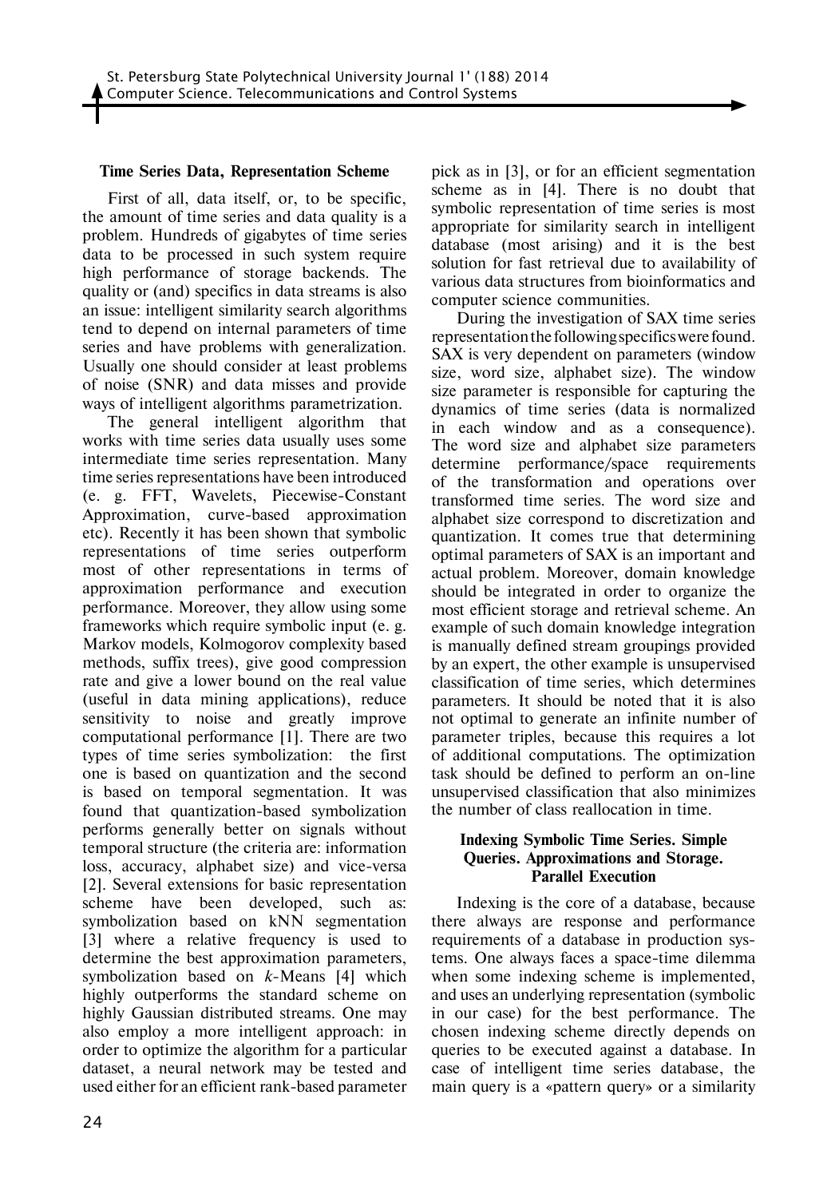### Time Series Data, Representation Scheme

First of all, data itself, or, to be specific, the amount of time series and data quality is a problem. Hundreds of gigabytes of time series data to be processed in such system require high performance of storage backends. The quality or (and) specifics in data streams is also an issue: intelligent similarity search algorithms tend to depend on internal parameters of time series and have problems with generalization. Usually one should consider at least problems of noise (SNR) and data misses and provide ways of intelligent algorithms parametrization.

The general intelligent algorithm that works with time series data usually uses some intermediate time series representation. Many time series representations have been introduced (e. g. FFT, Wavelets, Piecewise-Constant Approximation, curve-based approximation etc). Recently it has been shown that symbolic representations of time series outperform most of other representations in terms of approximation performance and execution performance. Moreover, they allow using some frameworks which require symbolic input (e. g. Markov models, Kolmogorov complexity based methods, suffix trees), give good compression rate and give a lower bound on the real value (useful in data mining applications), reduce sensitivity to noise and greatly improve computational performance [1]. There are two types of time series symbolization: the first one is based on quantization and the second is based on temporal segmentation. It was found that quantization-based symbolization performs generally better on signals without temporal structure (the criteria are: information loss, accuracy, alphabet size) and vice-versa [2]. Several extensions for basic representation scheme have been developed, such as: symbolization based on kNN segmentation [3] where a relative frequency is used to determine the best approximation parameters, symbolization based on *k*-Means [4] which highly outperforms the standard scheme on highly Gaussian distributed streams. One may also employ a more intelligent approach: in order to optimize the algorithm for a particular dataset, a neural network may be tested and used either for an efficient rank-based parameter pick as in [3], or for an efficient segmentation scheme as in [4]. There is no doubt that symbolic representation of time series is most appropriate for similarity search in intelligent database (most arising) and it is the best solution for fast retrieval due to availability of various data structures from bioinformatics and computer science communities.

During the investigation of SAX time series representation the following specifics were found. SAX is very dependent on parameters (window size, word size, alphabet size). The window size parameter is responsible for capturing the dynamics of time series (data is normalized in each window and as a consequence). The word size and alphabet size parameters determine performance/space requirements of the transformation and operations over transformed time series. The word size and alphabet size correspond to discretization and quantization. It comes true that determining optimal parameters of SAX is an important and actual problem. Moreover, domain knowledge should be integrated in order to organize the most efficient storage and retrieval scheme. An example of such domain knowledge integration is manually defined stream groupings provided by an expert, the other example is unsupervised classification of time series, which determines parameters. It should be noted that it is also not optimal to generate an infinite number of parameter triples, because this requires a lot of additional computations. The optimization task should be defined to perform an on-line unsupervised classification that also minimizes the number of class reallocation in time.

### Indexing Symbolic Time Series. Simple Queries. Approximations and Storage. Parallel Execution

Indexing is the core of a database, because there always are response and performance requirements of a database in production systems. One always faces a space-time dilemma when some indexing scheme is implemented, and uses an underlying representation (symbolic in our case) for the best performance. The chosen indexing scheme directly depends on queries to be executed against a database. In case of intelligent time series database, the main query is a «pattern query» or a similarity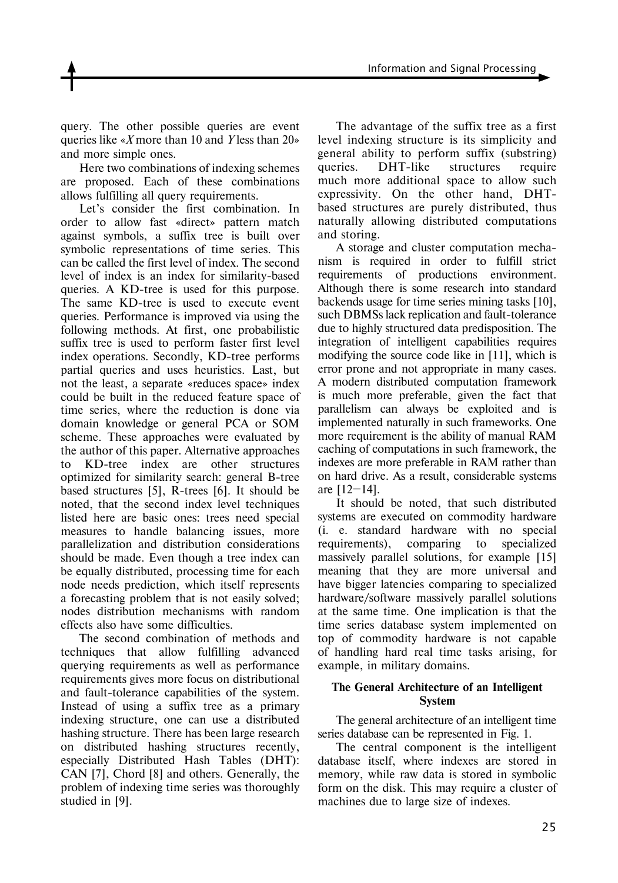query. The other possible queries are event queries like «*X* more than 10 and *Y* less than 20» and more simple ones.

Here two combinations of indexing schemes are proposed. Each of these combinations allows fulfilling all query requirements.

Let's consider the first combination. In order to allow fast «direct» pattern match against symbols, a suffix tree is built over symbolic representations of time series. This can be called the first level of index. The second level of index is an index for similarity-based queries. A KD-tree is used for this purpose. The same KD-tree is used to execute event queries. Performance is improved via using the following methods. At first, one probabilistic suffix tree is used to perform faster first level index operations. Secondly, KD-tree performs partial queries and uses heuristics. Last, but not the least, a separate «reduces space» index could be built in the reduced feature space of time series, where the reduction is done via domain knowledge or general PCA or SOM scheme. These approaches were evaluated by the author of this paper. Alternative approaches to KD-tree index are other structures optimized for similarity search: general B-tree based structures [5], R-trees [6]. It should be noted, that the second index level techniques listed here are basic ones: trees need special measures to handle balancing issues, more parallelization and distribution considerations should be made. Even though a tree index can be equally distributed, processing time for each node needs prediction, which itself represents a forecasting problem that is not easily solved; nodes distribution mechanisms with random effects also have some difficulties.

The second combination of methods and techniques that allow fulfilling advanced querying requirements as well as performance requirements gives more focus on distributional and fault-tolerance capabilities of the system. Instead of using a suffix tree as a primary indexing structure, one can use a distributed hashing structure. There has been large research on distributed hashing structures recently, especially Distributed Hash Tables (DHT): CAN [7], Chord [8] and others. Generally, the problem of indexing time series was thoroughly studied in [9].

The advantage of the suffix tree as a first level indexing structure is its simplicity and general ability to perform suffix (substring) queries. DHT-like structures require much more additional space to allow such expressivity. On the other hand, DHT-based structures are purely distributed, thus naturally allowing distributed computations and storing.

A storage and cluster computation mechanism is required in order to fulfill strict requirements of productions environment. Although there is some research into standard backends usage for time series mining tasks [10], such DBMSs lack replication and fault-tolerance due to highly structured data predisposition. The integration of intelligent capabilities requires modifying the source code like in [11], which is error prone and not appropriate in many cases. A modern distributed computation framework is much more preferable, given the fact that parallelism can always be exploited and is implemented naturally in such frameworks. One more requirement is the ability of manual RAM caching of computations in such framework, the indexes are more preferable in RAM rather than on hard drive. As a result, considerable systems are [12–14].

It should be noted, that such distributed systems are executed on commodity hardware (i. e. standard hardware with no special requirements), comparing to specialized massively parallel solutions, for example [15] meaning that they are more universal and have bigger latencies comparing to specialized hardware/software massively parallel solutions at the same time. One implication is that the time series database system implemented on top of commodity hardware is not capable of handling hard real time tasks arising, for example, in military domains.

## The General Architecture of an Intelligent System

The general architecture of an intelligent time series database can be represented in Fig. 1.

The central component is the intelligent database itself, where indexes are stored in memory, while raw data is stored in symbolic form on the disk. This may require a cluster of machines due to large size of indexes.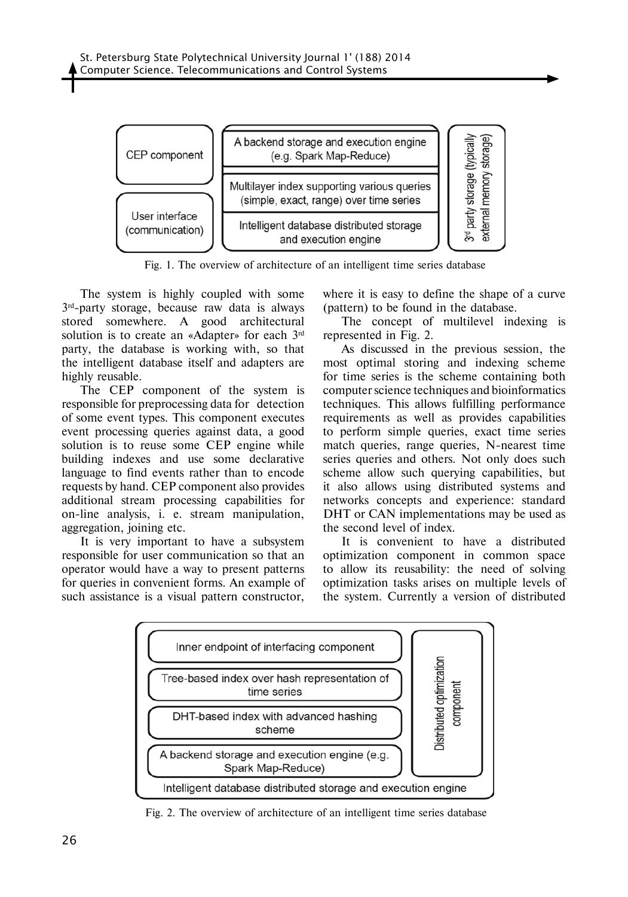| CEP component | A backend storage and execution engine (e.g. Spark Map-Reduce) | 3rd party storage (typically external memory storage) |
|---|---|---|
| User interface (communication) | Multilayer index supporting various queries (simple, exact, range) over time series | |
| | Intelligent database distributed storage and execution engine | |

Fig. 1. The overview of architecture of an intelligent time series database

The system is highly coupled with some 3rd-party storage, because raw data is always stored somewhere. A good architectural solution is to create an «Adapter» for each 3rd party, the database is working with, so that the intelligent database itself and adapters are highly reusable.

The CEP component of the system is responsible for preprocessing data for detection of some event types. This component executes event processing queries against data, a good solution is to reuse some CEP engine while building indexes and use some declarative language to find events rather than to encode requests by hand. CEP component also provides additional stream processing capabilities for on-line analysis, i. e. stream manipulation, aggregation, joining etc.

It is very important to have a subsystem responsible for user communication so that an operator would have a way to present patterns for queries in convenient forms. An example of such assistance is a visual pattern constructor, where it is easy to define the shape of a curve (pattern) to be found in the database.

The concept of multilevel indexing is represented in Fig. 2.

As discussed in the previous session, the most optimal storing and indexing scheme for time series is the scheme containing both computer science techniques and bioinformatics techniques. This allows fulfilling performance requirements as well as provides capabilities to perform simple queries, exact time series match queries, range queries, N-nearest time series queries and others. Not only does such scheme allow such querying capabilities, but it also allows using distributed systems and networks concepts and experience: standard DHT or CAN implementations may be used as the second level of index.

It is convenient to have a distributed optimization component in common space to allow its reusability: the need of solving optimization tasks arises on multiple levels of the system. Currently a version of distributed

| Intelligent database distributed storage and execution engine | |
|---|---|
| Inner endpoint of interfacing component | Distributed optimization component |
| Tree-based index over hash representation of time series | |
| DHT-based index with advanced hashing scheme | |
| A backend storage and execution engine (e.g. Spark Map-Reduce) | |

Fig. 2. The overview of architecture of an intelligent time series database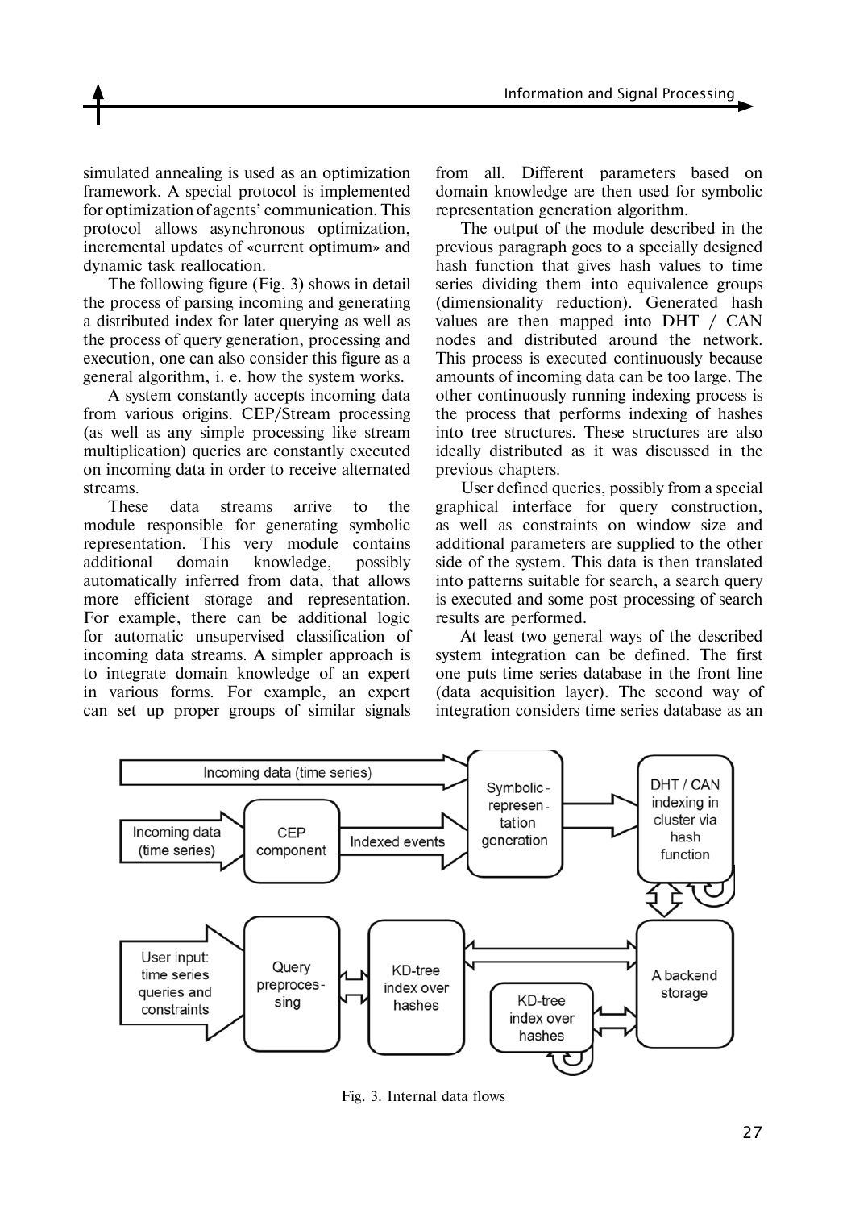simulated annealing is used as an optimization framework. A special protocol is implemented for optimization of agents' communication. This protocol allows asynchronous optimization, incremental updates of «current optimum» and dynamic task reallocation.

The following figure (Fig. 3) shows in detail the process of parsing incoming and generating a distributed index for later querying as well as the process of query generation, processing and execution, one can also consider this figure as a general algorithm, i. e. how the system works.

A system constantly accepts incoming data from various origins. CEP/Stream processing (as well as any simple processing like stream multiplication) queries are constantly executed on incoming data in order to receive alternated streams.

These data streams arrive to the module responsible for generating symbolic representation. This very module contains additional domain knowledge, possibly automatically inferred from data, that allows more efficient storage and representation. For example, there can be additional logic for automatic unsupervised classification of incoming data streams. A simpler approach is to integrate domain knowledge of an expert in various forms. For example, an expert can set up proper groups of similar signals from all. Different parameters based on domain knowledge are then used for symbolic representation generation algorithm.

The output of the module described in the previous paragraph goes to a specially designed hash function that gives hash values to time series dividing them into equivalence groups (dimensionality reduction). Generated hash values are then mapped into DHT / CAN nodes and distributed around the network. This process is executed continuously because amounts of incoming data can be too large. The other continuously running indexing process is the process that performs indexing of hashes into tree structures. These structures are also ideally distributed as it was discussed in the previous chapters.

User defined queries, possibly from a special graphical interface for query construction, as well as constraints on window size and additional parameters are supplied to the other side of the system. This data is then translated into patterns suitable for search, a search query is executed and some post processing of search results are performed.

At least two general ways of the described system integration can be defined. The first one puts time series database in the front line (data acquisition layer). The second way of integration considers time series database as an

Fig. 3. Internal data flows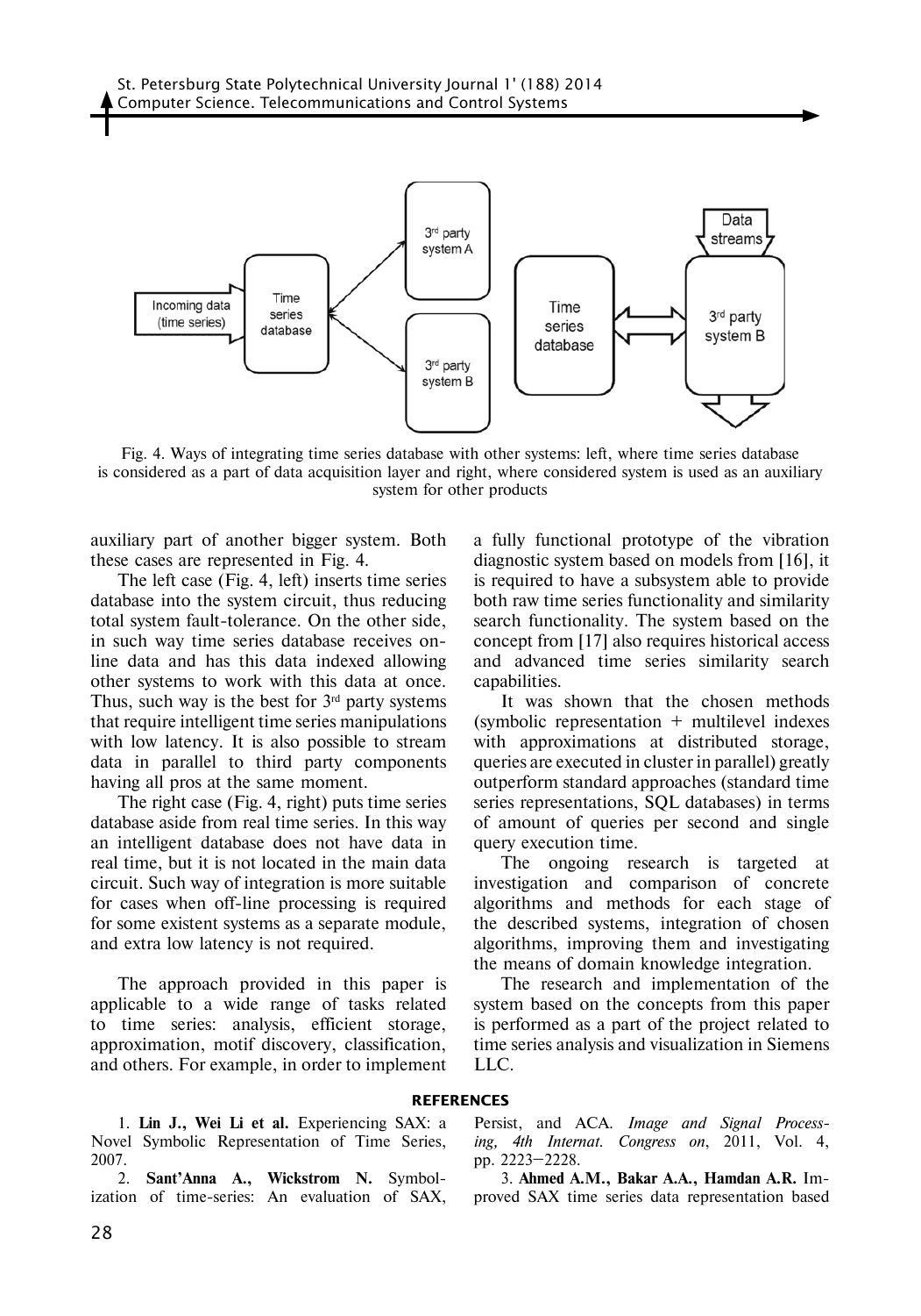Fig. 4. Ways of integrating time series database with other systems: left, where time series database is considered as a part of data acquisition layer and right, where considered system is used as an auxiliary system for other products

auxiliary part of another bigger system. Both these cases are represented in Fig. 4.

The left case (Fig. 4, left) inserts time series database into the system circuit, thus reducing total system fault-tolerance. On the other side, in such way time series database receives on-line data and has this data indexed allowing other systems to work with this data at once. Thus, such way is the best for 3rd party systems that require intelligent time series manipulations with low latency. It is also possible to stream data in parallel to third party components having all pros at the same moment.

The right case (Fig. 4, right) puts time series database aside from real time series. In this way an intelligent database does not have data in real time, but it is not located in the main data circuit. Such way of integration is more suitable for cases when off-line processing is required for some existent systems as a separate module, and extra low latency is not required.

The approach provided in this paper is applicable to a wide range of tasks related to time series: analysis, efficient storage, approximation, motif discovery, classification, and others. For example, in order to implement a fully functional prototype of the vibration diagnostic system based on models from [16], it is required to have a subsystem able to provide both raw time series functionality and similarity search functionality. The system based on the concept from [17] also requires historical access and advanced time series similarity search capabilities.

It was shown that the chosen methods (symbolic representation + multilevel indexes with approximations at distributed storage, queries are executed in cluster in parallel) greatly outperform standard approaches (standard time series representations, SQL databases) in terms of amount of queries per second and single query execution time.

The ongoing research is targeted at investigation and comparison of concrete algorithms and methods for each stage of the described systems, integration of chosen algorithms, improving them and investigating the means of domain knowledge integration.

The research and implementation of the system based on the concepts from this paper is performed as a part of the project related to time series analysis and visualization in Siemens LLC.

## REFERENCES

1. **Lin J., Wei Li et al.** Experiencing SAX: a Novel Symbolic Representation of Time Series, 2007.

2. **Sant'Anna A., Wickstrom N.** Symbolization of time-series: An evaluation of SAX, Persist, and ACA. *Image and Signal Processing, 4th Internat. Congress on*, 2011, Vol. 4, pp. 2223–2228.

3. **Ahmed A.M., Bakar A.A., Hamdan A.R.** Improved SAX time series data representation based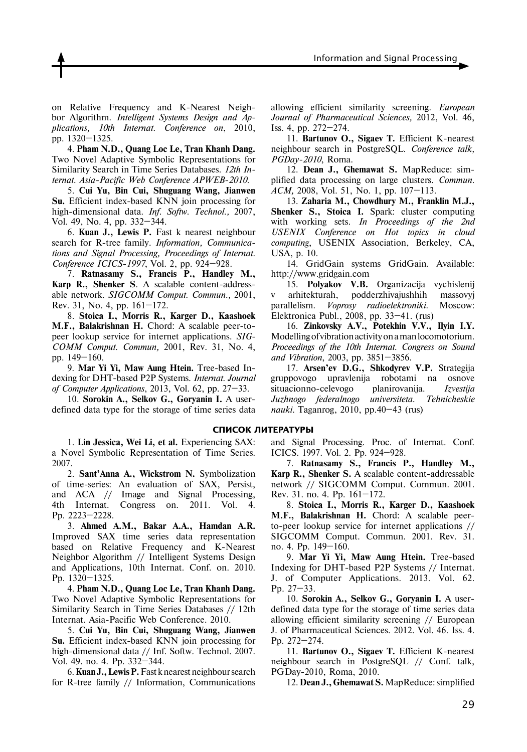on Relative Frequency and K-Nearest Neighbor Algorithm. *Intelligent Systems Design and Applications, 10th Internat. Conference on*, 2010, pp. 1320–1325.

4. **Pham N.D., Quang Loc Le, Tran Khanh Dang.** Two Novel Adaptive Symbolic Representations for Similarity Search in Time Series Databases. *12th Internat. Asia-Pacific Web Conference APWEB-2010*.

5. **Cui Yu, Bin Cui, Shuguang Wang, Jianwen Su.** Efficient index-based KNN join processing for high-dimensional data. *Inf. Softw. Technol.,* 2007, Vol. 49, No. 4, pp. 332–344.

6. **Kuan J., Lewis P.** Fast k nearest neighbour search for R-tree family. *Information, Communications and Signal Processing, Proceedings of Internat. Conference ICICS-1997*, Vol. 2, pp. 924–928.

7. **Ratnasamy S., Francis P., Handley M., Karp R., Shenker S**. A scalable content-addressable network. *SIGCOMM Comput. Commun.,* 2001, Rev. 31, No. 4, pp. 161–172.

8. **Stoica I., Morris R., Karger D., Kaashoek M.F., Balakrishnan H.** Chord: A scalable peer-to-peer lookup service for internet applications. *SIGCOMM Comput. Commun,* 2001, Rev. 31, No. 4, pp. 149–160.

9. **Mar Yi Yi, Maw Aung Htein.** Tree-based Indexing for DHT-based P2P Systems. *Internat. Journal of Computer Applications*, 2013, Vol. 62, pp. 27–33.

10. **Sorokin A., Selkov G., Goryanin I.** A user-defined data type for the storage of time series data allowing efficient similarity screening. *European Journal of Pharmaceutical Sciences,* 2012, Vol. 46, Iss. 4, pp. 272–274.

11. **Bartunov O., Sigaev T.** Efficient K-nearest neighbour search in PostgreSQL. *Conference talk, PGDay-2010*, Roma.

12. **Dean J., Ghemawat S.** MapReduce: simplified data processing on large clusters. *Commun. ACM,* 2008, Vol. 51, No. 1, pp. 107–113.

13. **Zaharia M., Chowdhury M., Franklin M.J., Shenker S., Stoica I.** Spark: cluster computing with working sets. *In Proceedings of the 2nd USENIX Conference on Hot topics in cloud computing*, USENIX Association, Berkeley, CA, USA, p. 10.

14. GridGain systems GridGain. Available: http://www.gridgain.com

15. **Polyakov V.B.** Organizacija vychislenij v arhitekturah, podderzhivajushhih massovyj parallelism. *Voprosy radioelektroniki.* Moscow: Elektronica Publ., 2008, pp. 33–41. (rus)

16. **Zinkovsky A.V., Potekhin V.V., Ilyin I.Y.** Modelling of vibration activity on a man locomotorium. *Proceedings of the 10th Internat. Congress on Sound and Vibration*, 2003, pp. 3851–3856.

17. **Arsen'ev D.G., Shkodyrev V.P.** Strategija gruppovogo upravlenija robotami na osnove situacionno-celevogo planirovanija. *Izvestija Juzhnogo federalnogo universiteta. Tehnicheskie nauki*. Taganrog, 2010, pp.40–43 (rus)

## СПИСОК ЛИТЕРАТУРЫ

1. **Lin Jessica, Wei Li, et al.** Experiencing SAX: a Novel Symbolic Representation of Time Series. 2007.

2. **Sant'Anna A., Wickstrom N.** Symbolization of time-series: An evaluation of SAX, Persist, and ACA // Image and Signal Processing, 4th Internat. Congress on. 2011. Vol. 4. Pp. 2223–2228.

3. **Ahmed A.M., Bakar A.A., Hamdan A.R.** Improved SAX time series data representation based on Relative Frequency and K-Nearest Neighbor Algorithm // Intelligent Systems Design and Applications, 10th Internat. Conf. on. 2010. Pp. 1320–1325.

4. **Pham N.D., Quang Loc Le, Tran Khanh Dang.** Two Novel Adaptive Symbolic Representations for Similarity Search in Time Series Databases // 12th Internat. Asia-Pacific Web Conference. 2010.

5. **Cui Yu, Bin Cui, Shuguang Wang, Jianwen Su.** Efficient index-based KNN join processing for high-dimensional data // Inf. Softw. Technol. 2007. Vol. 49. no. 4. Pp. 332–344.

6. **Kuan J., Lewis P.** Fast k nearest neighbour search for R-tree family // Information, Communications and Signal Processing. Proc. of Internat. Conf. ICICS. 1997. Vol. 2. Pp. 924–928.

7. **Ratnasamy S., Francis P., Handley M., Karp R., Shenker S.** A scalable content-addressable network // SIGCOMM Comput. Commun. 2001. Rev. 31. no. 4. Pp. 161–172.

8. **Stoica I., Morris R., Karger D., Kaashoek M.F., Balakrishnan H.** Chord: A scalable peer-to-peer lookup service for internet applications // SIGCOMM Comput. Commun. 2001. Rev. 31. no. 4. Pp. 149–160.

9. **Mar Yi Yi, Maw Aung Htein.** Tree-based Indexing for DHT-based P2P Systems // Internat. J. of Computer Applications. 2013. Vol. 62. Pp. 27–33.

10. **Sorokin A., Selkov G., Goryanin I.** A user-defined data type for the storage of time series data allowing efficient similarity screening // European J. of Pharmaceutical Sciences. 2012. Vol. 46. Iss. 4. Pp. 272–274.

11. **Bartunov O., Sigaev T.** Efficient K-nearest neighbour search in PostgreSQL // Conf. talk, PGDay-2010, Roma, 2010.

12. **Dean J., Ghemawat S.** MapReduce: simplified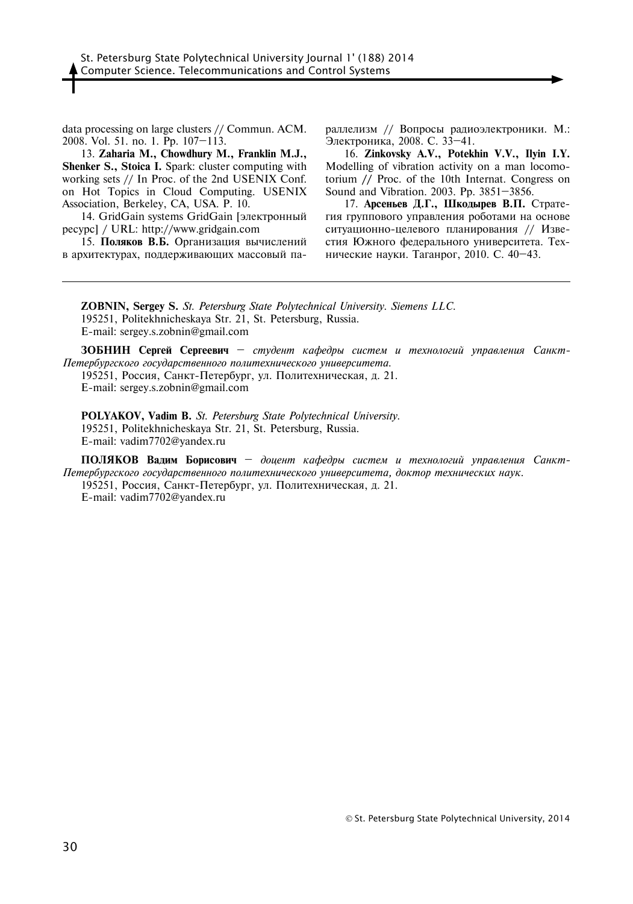data processing on large clusters // Commun. ACM. 2008. Vol. 51. no. 1. Pp. 107–113.

13. **Zaharia M., Chowdhury M., Franklin M.J., Shenker S., Stoica I.** Spark: cluster computing with working sets // In Proc. of the 2nd USENIX Conf. on Hot Topics in Cloud Computing. USENIX Association, Berkeley, CA, USA. P. 10.

14. GridGain systems GridGain [электронный ресурс] / URL: http://www.gridgain.com

15. **Поляков В.Б.** Организация вычислений в архитектурах, поддерживающих массовый параллелизм // Вопросы радиоэлектроники. М.: Электроника, 2008. С. 33–41.

16. **Zinkovsky A.V., Potekhin V.V., Ilyin I.Y.** Modelling of vibration activity on a man locomotorium // Proc. of the 10th Internat. Congress on Sound and Vibration. 2003. Pp. 3851–3856.

17. **Арсеньев Д.Г., Шкодырев В.П.** Стратегия группового управления роботами на основе ситуационно-целевого планирования // Известия Южного федерального университета. Технические науки. Таганрог, 2010. С. 40–43.

---

**ZOBNIN, Sergey S.** *St. Petersburg State Polytechnical University. Siemens LLC.*
195251, Politekhnicheskaya Str. 21, St. Petersburg, Russia.
E-mail: sergey.s.zobnin@gmail.com

**ЗОБНИН Сергей Сергеевич** – *студент кафедры систем и технологий управления Санкт-Петербургского государственного политехнического университета.*
195251, Россия, Санкт-Петербург, ул. Политехническая, д. 21.
E-mail: sergey.s.zobnin@gmail.com

**POLYAKOV, Vadim B.** *St. Petersburg State Polytechnical University.*
195251, Politekhnicheskaya Str. 21, St. Petersburg, Russia.
E-mail: vadim7702@yandex.ru

**ПОЛЯКОВ Вадим Борисович** – *доцент кафедры систем и технологий управления Санкт-Петербургского государственного политехнического университета, доктор технических наук.*
195251, Россия, Санкт-Петербург, ул. Политехническая, д. 21.
E-mail: vadim7702@yandex.ru

© St. Petersburg State Polytechnical University, 2014